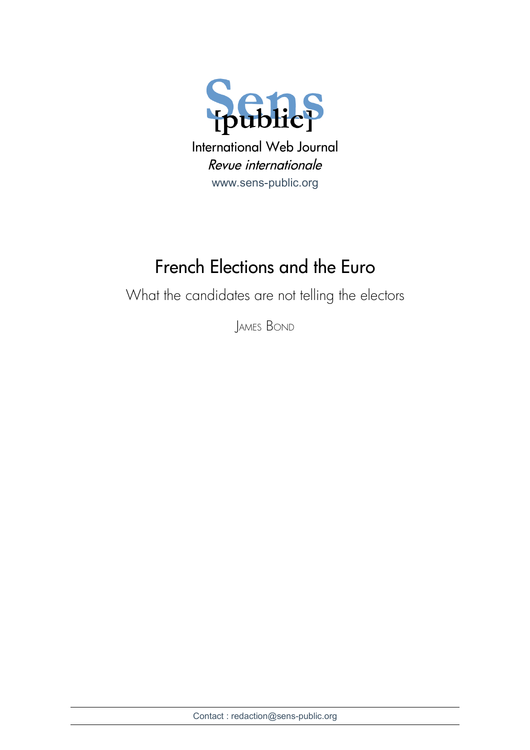Sens [public]

International Web Journal

*Revue internationale*

www.sens-public.org

# French Elections and the Euro

## What the candidates are not telling the electors

James Bond

Contact : redaction@sens-public.org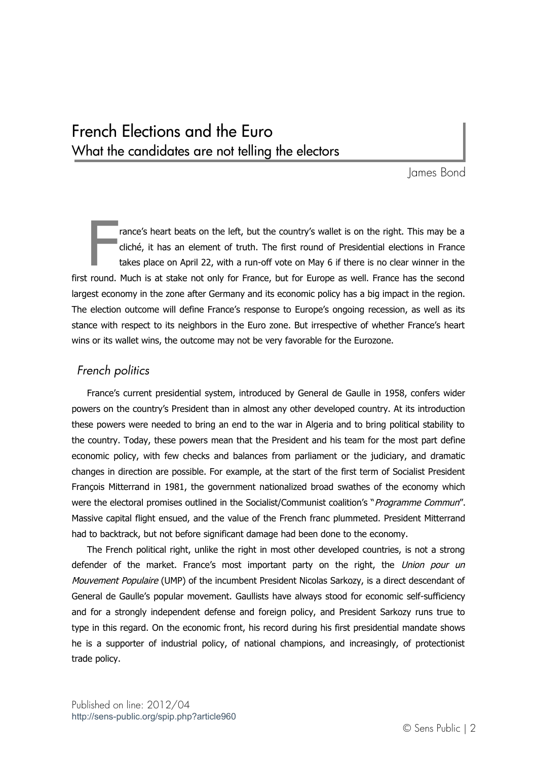# French Elections and the Euro

## What the candidates are not telling the electors

James Bond

France's heart beats on the left, but the country's wallet is on the right. This may be a cliché, it has an element of truth. The first round of Presidential elections in France takes place on April 22, with a run-off vote on May 6 if there is no clear winner in the first round. Much is at stake not only for France, but for Europe as well. France has the second largest economy in the zone after Germany and its economic policy has a big impact in the region. The election outcome will define France's response to Europe's ongoing recession, as well as its stance with respect to its neighbors in the Euro zone. But irrespective of whether France's heart wins or its wallet wins, the outcome may not be very favorable for the Eurozone.

### *French politics*

France's current presidential system, introduced by General de Gaulle in 1958, confers wider powers on the country's President than in almost any other developed country. At its introduction these powers were needed to bring an end to the war in Algeria and to bring political stability to the country. Today, these powers mean that the President and his team for the most part define economic policy, with few checks and balances from parliament or the judiciary, and dramatic changes in direction are possible. For example, at the start of the first term of Socialist President François Mitterrand in 1981, the government nationalized broad swathes of the economy which were the electoral promises outlined in the Socialist/Communist coalition's "*Programme Commun*". Massive capital flight ensued, and the value of the French franc plummeted. President Mitterrand had to backtrack, but not before significant damage had been done to the economy.

The French political right, unlike the right in most other developed countries, is not a strong defender of the market. France's most important party on the right, the *Union pour un Mouvement Populaire* (UMP) of the incumbent President Nicolas Sarkozy, is a direct descendant of General de Gaulle's popular movement. Gaullists have always stood for economic self-sufficiency and for a strongly independent defense and foreign policy, and President Sarkozy runs true to type in this regard. On the economic front, his record during his first presidential mandate shows he is a supporter of industrial policy, of national champions, and increasingly, of protectionist trade policy.

Published on line: 2012/04
http://sens-public.org/spip.php?article960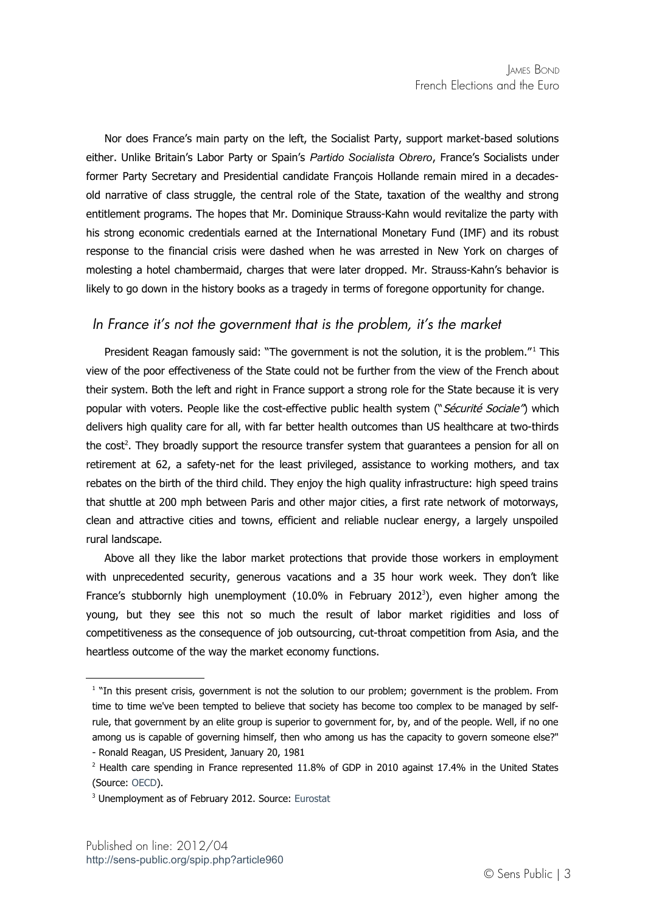Nor does France's main party on the left, the Socialist Party, support market-based solutions either. Unlike Britain's Labor Party or Spain's *Partido Socialista Obrero*, France's Socialists under former Party Secretary and Presidential candidate François Hollande remain mired in a decades-old narrative of class struggle, the central role of the State, taxation of the wealthy and strong entitlement programs. The hopes that Mr. Dominique Strauss-Kahn would revitalize the party with his strong economic credentials earned at the International Monetary Fund (IMF) and its robust response to the financial crisis were dashed when he was arrested in New York on charges of molesting a hotel chambermaid, charges that were later dropped. Mr. Strauss-Kahn's behavior is likely to go down in the history books as a tragedy in terms of foregone opportunity for change.

## *In France it's not the government that is the problem, it's the market*

President Reagan famously said: "The government is not the solution, it is the problem."[1] This view of the poor effectiveness of the State could not be further from the view of the French about their system. Both the left and right in France support a strong role for the State because it is very popular with voters. People like the cost-effective public health system ("*Sécurité Sociale*") which delivers high quality care for all, with far better health outcomes than US healthcare at two-thirds the cost[2]. They broadly support the resource transfer system that guarantees a pension for all on retirement at 62, a safety-net for the least privileged, assistance to working mothers, and tax rebates on the birth of the third child. They enjoy the high quality infrastructure: high speed trains that shuttle at 200 mph between Paris and other major cities, a first rate network of motorways, clean and attractive cities and towns, efficient and reliable nuclear energy, a largely unspoiled rural landscape.

Above all they like the labor market protections that provide those workers in employment with unprecedented security, generous vacations and a 35 hour work week. They don't like France's stubbornly high unemployment (10.0% in February 2012[3]), even higher among the young, but they see this not so much the result of labor market rigidities and loss of competitiveness as the consequence of job outsourcing, cut-throat competition from Asia, and the heartless outcome of the way the market economy functions.

---

[1] "In this present crisis, government is not the solution to our problem; government is the problem. From time to time we've been tempted to believe that society has become too complex to be managed by self-rule, that government by an elite group is superior to government for, by, and of the people. Well, if no one among us is capable of governing himself, then who among us has the capacity to govern someone else?" - Ronald Reagan, US President, January 20, 1981

[2] Health care spending in France represented 11.8% of GDP in 2010 against 17.4% in the United States (Source: OECD).

[3] Unemployment as of February 2012. Source: Eurostat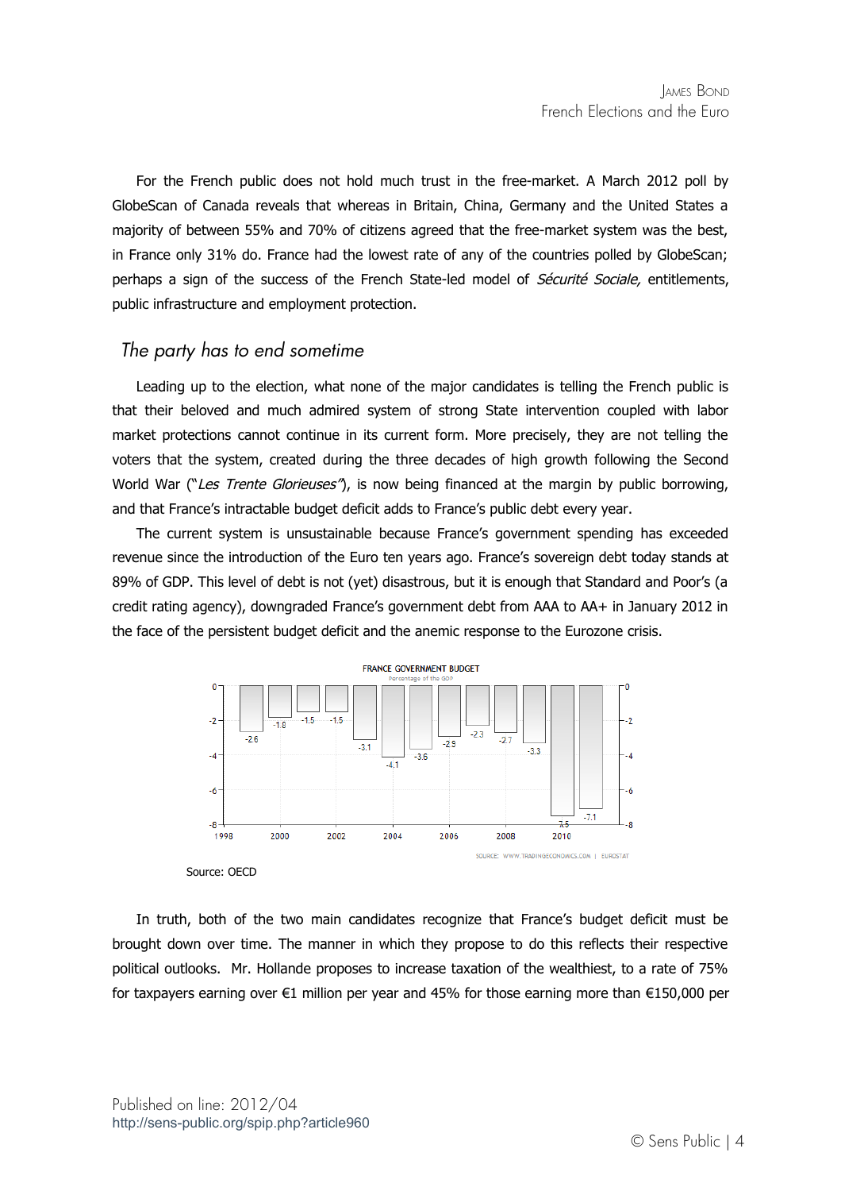For the French public does not hold much trust in the free-market. A March 2012 poll by GlobeScan of Canada reveals that whereas in Britain, China, Germany and the United States a majority of between 55% and 70% of citizens agreed that the free-market system was the best, in France only 31% do. France had the lowest rate of any of the countries polled by GlobeScan; perhaps a sign of the success of the French State-led model of *Sécurité Sociale,* entitlements, public infrastructure and employment protection.

## *The party has to end sometime*

Leading up to the election, what none of the major candidates is telling the French public is that their beloved and much admired system of strong State intervention coupled with labor market protections cannot continue in its current form. More precisely, they are not telling the voters that the system, created during the three decades of high growth following the Second World War ("*Les Trente Glorieuses*"), is now being financed at the margin by public borrowing, and that France's intractable budget deficit adds to France's public debt every year.

The current system is unsustainable because France's government spending has exceeded revenue since the introduction of the Euro ten years ago. France's sovereign debt today stands at 89% of GDP. This level of debt is not (yet) disastrous, but it is enough that Standard and Poor's (a credit rating agency), downgraded France's government debt from AAA to AA+ in January 2012 in the face of the persistent budget deficit and the anemic response to the Eurozone crisis.

**FRANCE GOVERNMENT BUDGET**
Percentage of the GDP

| Year | 1998 | 1999 | 2000 | 2001 | 2002 | 2003 | 2004 | 2005 | 2006 | 2007 | 2008 | 2009 | 2010 | 2011 |
|---|---|---|---|---|---|---|---|---|---|---|---|---|---|---|
| Budget (% of GDP) | -2.6 | -1.8 | -1.5 | -1.5 | -3.1 | -4.1 | -3.6 | -2.9 | -2.3 | -2.7 | -3.3 | -7.5 | -7.1 | |

SOURCE: WWW.TRADINGECONOMICS.COM | EUROSTAT

Source: OECD

In truth, both of the two main candidates recognize that France's budget deficit must be brought down over time. The manner in which they propose to do this reflects their respective political outlooks. Mr. Hollande proposes to increase taxation of the wealthiest, to a rate of 75% for taxpayers earning over €1 million per year and 45% for those earning more than €150,000 per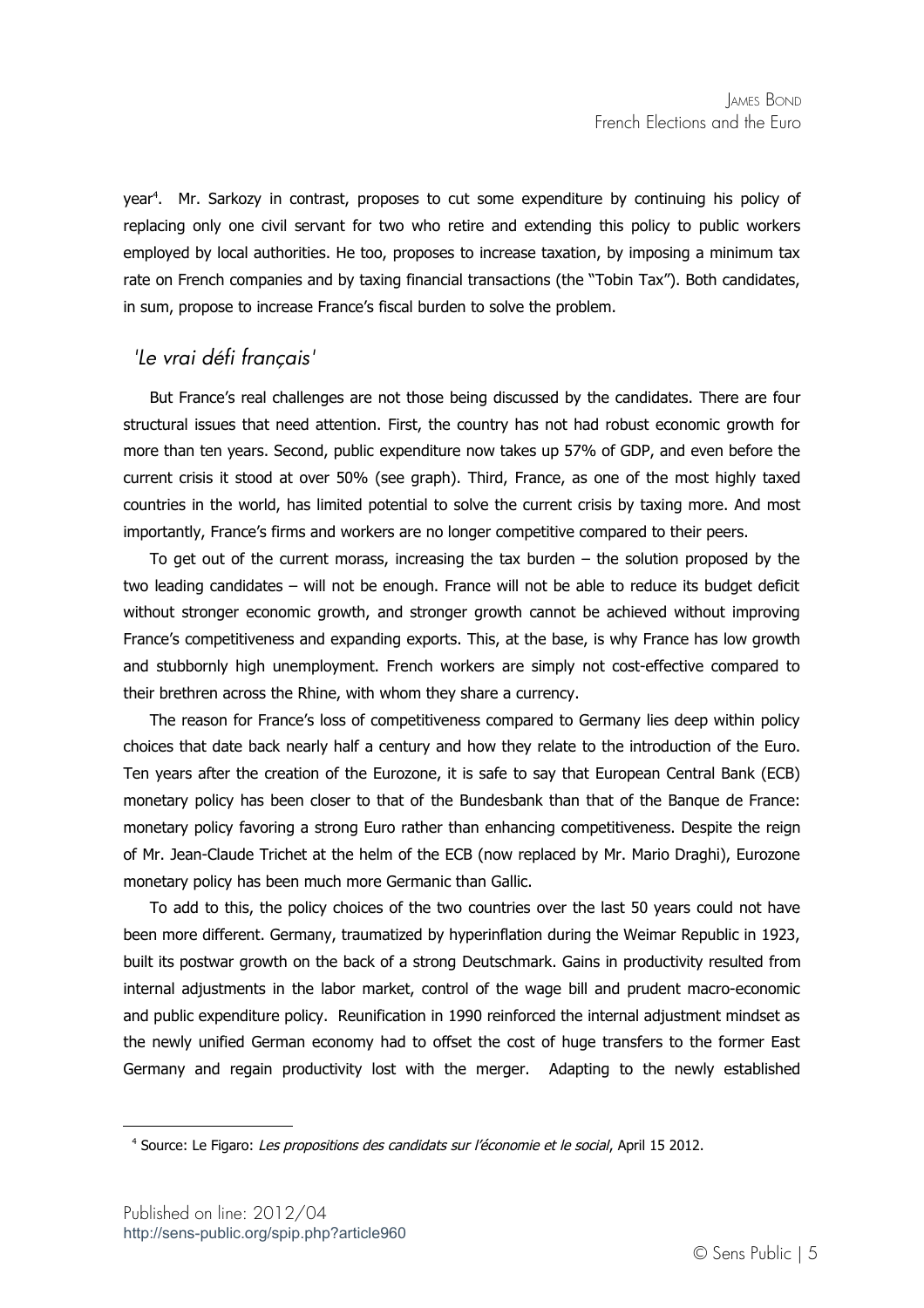year[4]. Mr. Sarkozy in contrast, proposes to cut some expenditure by continuing his policy of replacing only one civil servant for two who retire and extending this policy to public workers employed by local authorities. He too, proposes to increase taxation, by imposing a minimum tax rate on French companies and by taxing financial transactions (the "Tobin Tax"). Both candidates, in sum, propose to increase France's fiscal burden to solve the problem.

## *'Le vrai défi français'*

But France's real challenges are not those being discussed by the candidates. There are four structural issues that need attention. First, the country has not had robust economic growth for more than ten years. Second, public expenditure now takes up 57% of GDP, and even before the current crisis it stood at over 50% (see graph). Third, France, as one of the most highly taxed countries in the world, has limited potential to solve the current crisis by taxing more. And most importantly, France's firms and workers are no longer competitive compared to their peers.

To get out of the current morass, increasing the tax burden – the solution proposed by the two leading candidates – will not be enough. France will not be able to reduce its budget deficit without stronger economic growth, and stronger growth cannot be achieved without improving France's competitiveness and expanding exports. This, at the base, is why France has low growth and stubbornly high unemployment. French workers are simply not cost-effective compared to their brethren across the Rhine, with whom they share a currency.

The reason for France's loss of competitiveness compared to Germany lies deep within policy choices that date back nearly half a century and how they relate to the introduction of the Euro. Ten years after the creation of the Eurozone, it is safe to say that European Central Bank (ECB) monetary policy has been closer to that of the Bundesbank than that of the Banque de France: monetary policy favoring a strong Euro rather than enhancing competitiveness. Despite the reign of Mr. Jean-Claude Trichet at the helm of the ECB (now replaced by Mr. Mario Draghi), Eurozone monetary policy has been much more Germanic than Gallic.

To add to this, the policy choices of the two countries over the last 50 years could not have been more different. Germany, traumatized by hyperinflation during the Weimar Republic in 1923, built its postwar growth on the back of a strong Deutschmark. Gains in productivity resulted from internal adjustments in the labor market, control of the wage bill and prudent macro-economic and public expenditure policy. Reunification in 1990 reinforced the internal adjustment mindset as the newly unified German economy had to offset the cost of huge transfers to the former East Germany and regain productivity lost with the merger. Adapting to the newly established

---

[4] Source: Le Figaro: *Les propositions des candidats sur l'économie et le social*, April 15 2012.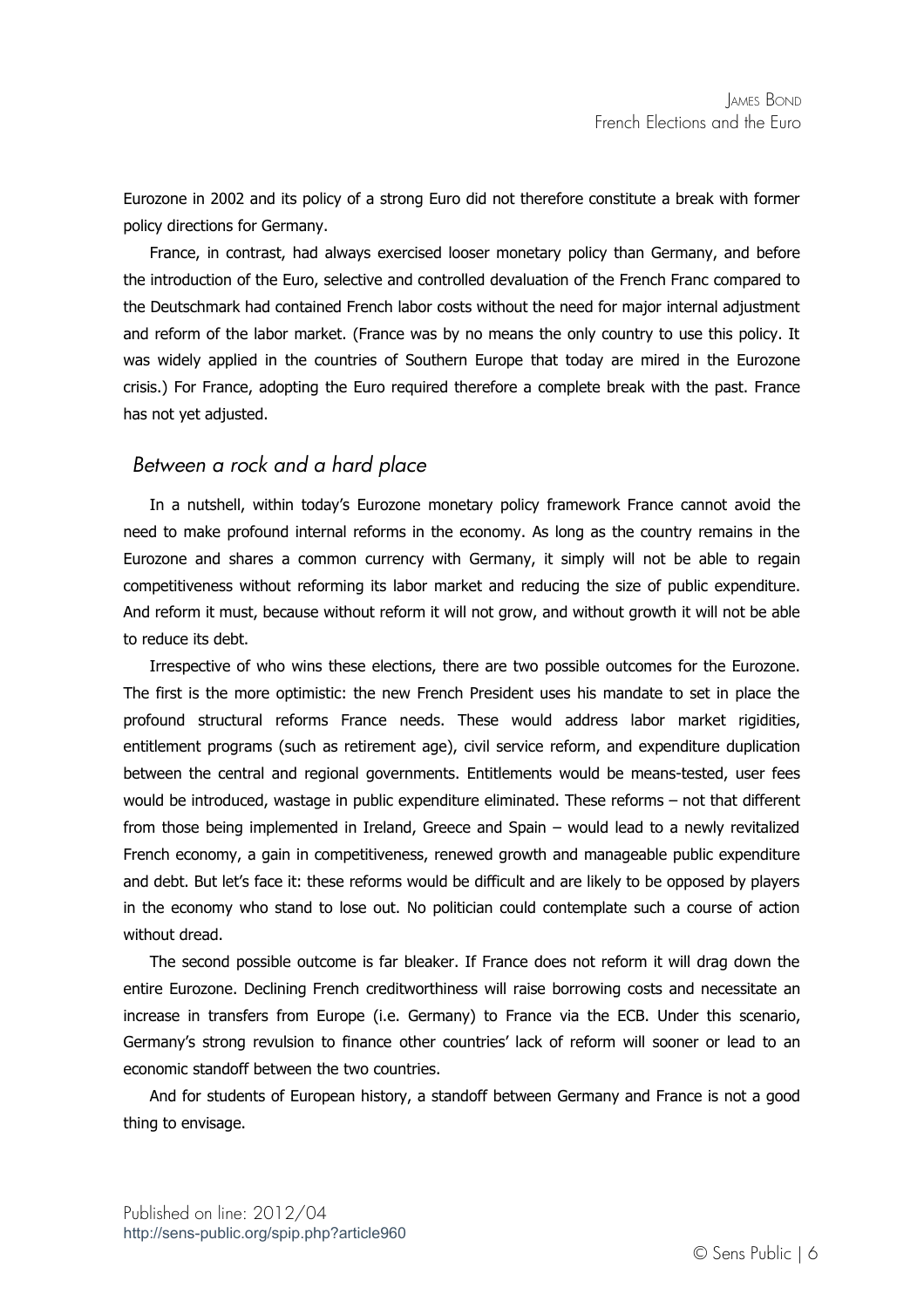Eurozone in 2002 and its policy of a strong Euro did not therefore constitute a break with former policy directions for Germany.

France, in contrast, had always exercised looser monetary policy than Germany, and before the introduction of the Euro, selective and controlled devaluation of the French Franc compared to the Deutschmark had contained French labor costs without the need for major internal adjustment and reform of the labor market. (France was by no means the only country to use this policy. It was widely applied in the countries of Southern Europe that today are mired in the Eurozone crisis.) For France, adopting the Euro required therefore a complete break with the past. France has not yet adjusted.

## *Between a rock and a hard place*

In a nutshell, within today's Eurozone monetary policy framework France cannot avoid the need to make profound internal reforms in the economy. As long as the country remains in the Eurozone and shares a common currency with Germany, it simply will not be able to regain competitiveness without reforming its labor market and reducing the size of public expenditure. And reform it must, because without reform it will not grow, and without growth it will not be able to reduce its debt.

Irrespective of who wins these elections, there are two possible outcomes for the Eurozone. The first is the more optimistic: the new French President uses his mandate to set in place the profound structural reforms France needs. These would address labor market rigidities, entitlement programs (such as retirement age), civil service reform, and expenditure duplication between the central and regional governments. Entitlements would be means-tested, user fees would be introduced, wastage in public expenditure eliminated. These reforms – not that different from those being implemented in Ireland, Greece and Spain – would lead to a newly revitalized French economy, a gain in competitiveness, renewed growth and manageable public expenditure and debt. But let's face it: these reforms would be difficult and are likely to be opposed by players in the economy who stand to lose out. No politician could contemplate such a course of action without dread.

The second possible outcome is far bleaker. If France does not reform it will drag down the entire Eurozone. Declining French creditworthiness will raise borrowing costs and necessitate an increase in transfers from Europe (i.e. Germany) to France via the ECB. Under this scenario, Germany's strong revulsion to finance other countries' lack of reform will sooner or lead to an economic standoff between the two countries.

And for students of European history, a standoff between Germany and France is not a good thing to envisage.

Published on line: 2012/04
http://sens-public.org/spip.php?article960